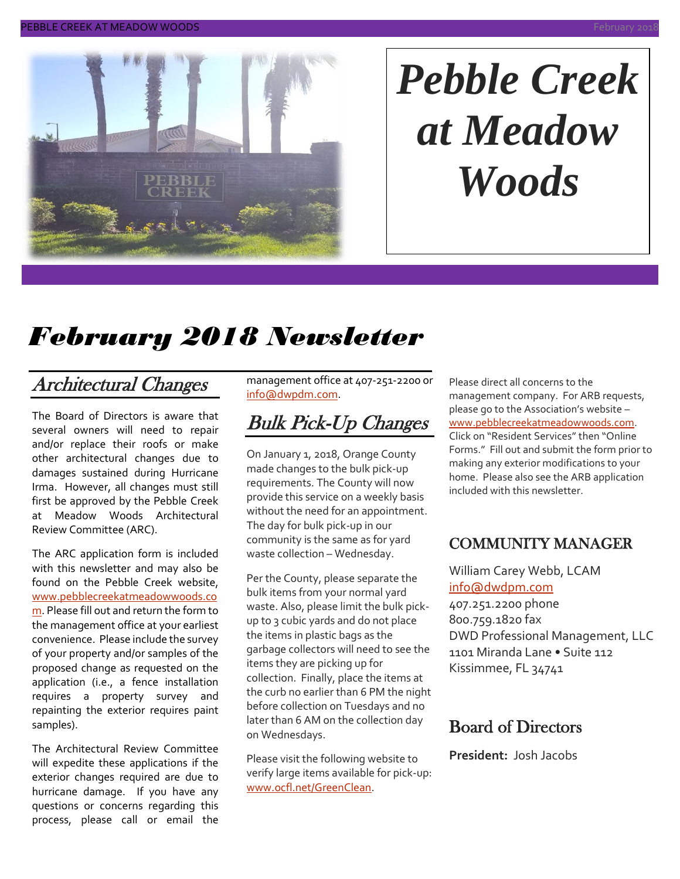# Pebble Creek at Meadow Woods

# February 2018 Newsletter

## Architectural Changes

The Board of Directors is aware that several owners will need to repair and/or replace their roofs or make other architectural changes due to damages sustained during Hurricane Irma. However, all changes must still first be approved by the Pebble Creek at Meadow Woods Architectural Review Committee (ARC).

The ARC application form is included with this newsletter and may also be found on the Pebble Creek website, www.pebblecreekatmeadowwoods.com. Please fill out and return the form to the management office at your earliest convenience. Please include the survey of your property and/or samples of the proposed change as requested on the application (i.e., a fence installation requires a property survey and repainting the exterior requires paint samples).

The Architectural Review Committee will expedite these applications if the exterior changes required are due to hurricane damage. If you have any questions or concerns regarding this process, please call or email the management office at 407-251-2200 or info@dwpdm.com.

## Bulk Pick-Up Changes

On January 1, 2018, Orange County made changes to the bulk pick-up requirements. The County will now provide this service on a weekly basis without the need for an appointment. The day for bulk pick-up in our community is the same as for yard waste collection – Wednesday.

Per the County, please separate the bulk items from your normal yard waste. Also, please limit the bulk pick-up to 3 cubic yards and do not place the items in plastic bags as the garbage collectors will need to see the items they are picking up for collection. Finally, place the items at the curb no earlier than 6 PM the night before collection on Tuesdays and no later than 6 AM on the collection day on Wednesdays.

Please visit the following website to verify large items available for pick-up: www.ocfl.net/GreenClean.

Please direct all concerns to the management company. For ARB requests, please go to the Association's website – www.pebblecreekatmeadowwoods.com. Click on "Resident Services" then "Online Forms." Fill out and submit the form prior to making any exterior modifications to your home. Please also see the ARB application included with this newsletter.

## COMMUNITY MANAGER

William Carey Webb, LCAM
info@dwdpm.com
407.251.2200 phone
800.759.1820 fax
DWD Professional Management, LLC
1101 Miranda Lane • Suite 112
Kissimmee, FL 34741

## Board of Directors

**President:** Josh Jacobs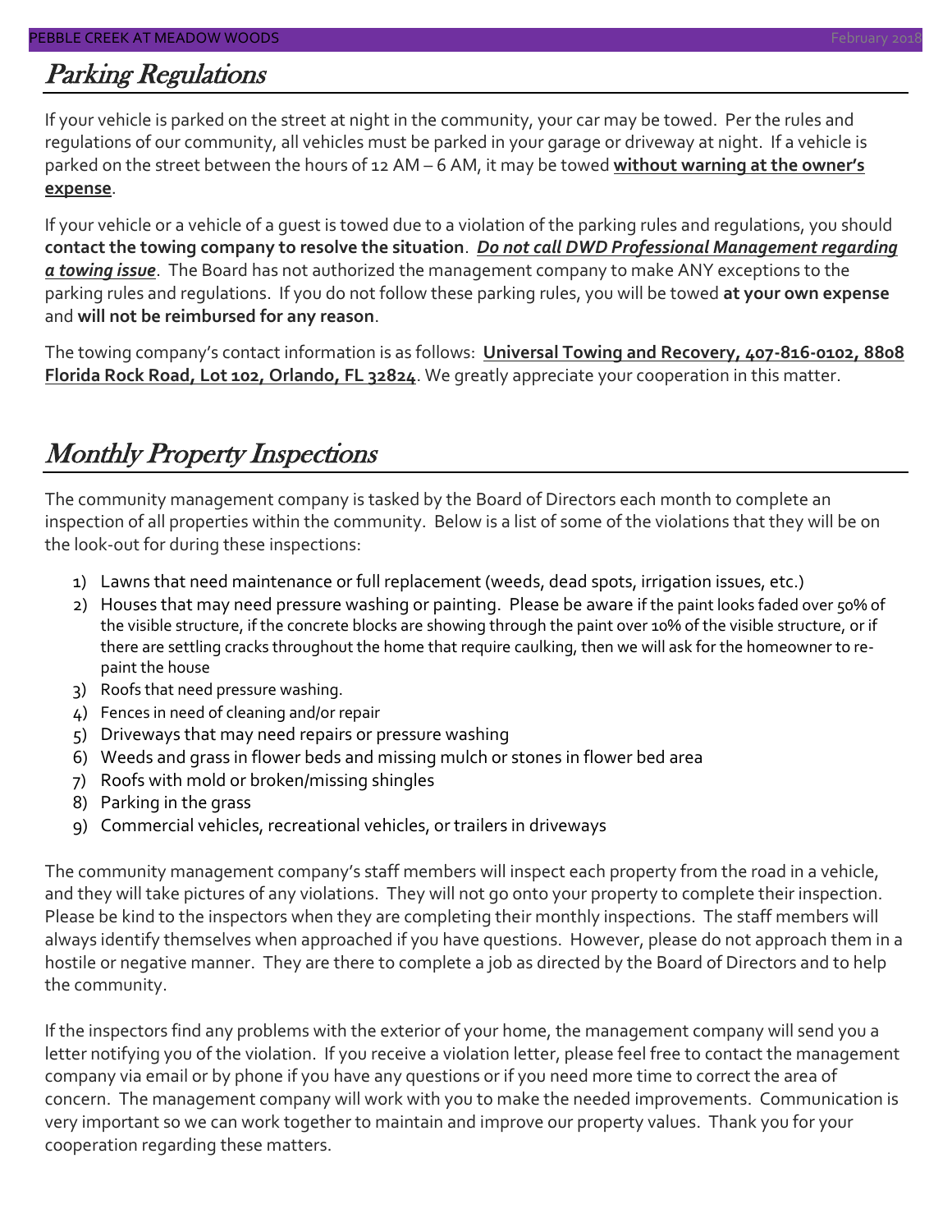## *Parking Regulations*

If your vehicle is parked on the street at night in the community, your car may be towed. Per the rules and regulations of our community, all vehicles must be parked in your garage or driveway at night. If a vehicle is parked on the street between the hours of 12 AM – 6 AM, it may be towed **without warning at the owner's expense**.

If your vehicle or a vehicle of a guest is towed due to a violation of the parking rules and regulations, you should **contact the towing company to resolve the situation**. ***Do not call DWD Professional Management regarding a towing issue***. The Board has not authorized the management company to make ANY exceptions to the parking rules and regulations. If you do not follow these parking rules, you will be towed **at your own expense** and **will not be reimbursed for any reason**.

The towing company's contact information is as follows: **Universal Towing and Recovery, 407-816-0102, 8808 Florida Rock Road, Lot 102, Orlando, FL 32824**. We greatly appreciate your cooperation in this matter.

## *Monthly Property Inspections*

The community management company is tasked by the Board of Directors each month to complete an inspection of all properties within the community. Below is a list of some of the violations that they will be on the look-out for during these inspections:

1) Lawns that need maintenance or full replacement (weeds, dead spots, irrigation issues, etc.)
2) Houses that may need pressure washing or painting. Please be aware if the paint looks faded over 50% of the visible structure, if the concrete blocks are showing through the paint over 10% of the visible structure, or if there are settling cracks throughout the home that require caulking, then we will ask for the homeowner to re-paint the house
3) Roofs that need pressure washing.
4) Fences in need of cleaning and/or repair
5) Driveways that may need repairs or pressure washing
6) Weeds and grass in flower beds and missing mulch or stones in flower bed area
7) Roofs with mold or broken/missing shingles
8) Parking in the grass
9) Commercial vehicles, recreational vehicles, or trailers in driveways

The community management company's staff members will inspect each property from the road in a vehicle, and they will take pictures of any violations. They will not go onto your property to complete their inspection. Please be kind to the inspectors when they are completing their monthly inspections. The staff members will always identify themselves when approached if you have questions. However, please do not approach them in a hostile or negative manner. They are there to complete a job as directed by the Board of Directors and to help the community.

If the inspectors find any problems with the exterior of your home, the management company will send you a letter notifying you of the violation. If you receive a violation letter, please feel free to contact the management company via email or by phone if you have any questions or if you need more time to correct the area of concern. The management company will work with you to make the needed improvements. Communication is very important so we can work together to maintain and improve our property values. Thank you for your cooperation regarding these matters.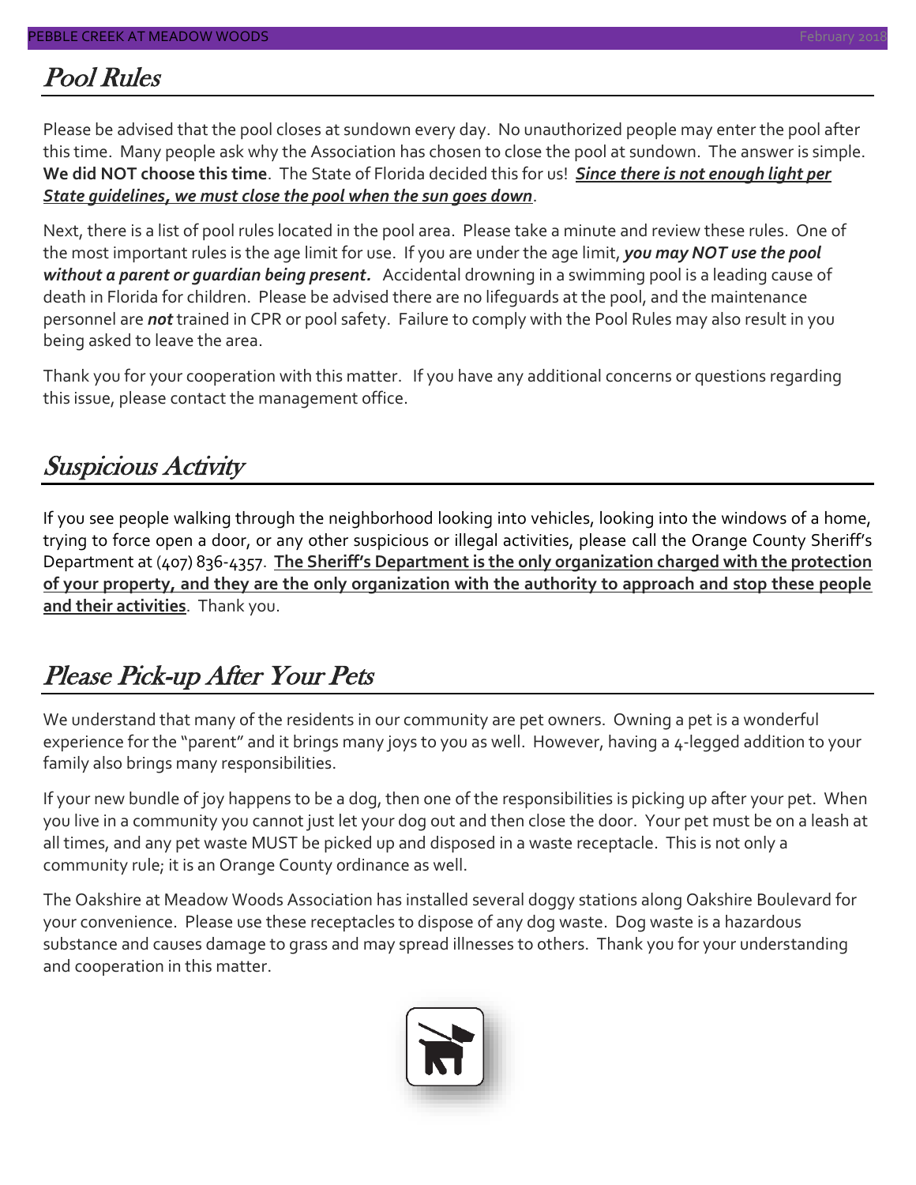## *Pool Rules*

Please be advised that the pool closes at sundown every day. No unauthorized people may enter the pool after this time. Many people ask why the Association has chosen to close the pool at sundown. The answer is simple. **We did NOT choose this time**. The State of Florida decided this for us! ***Since there is not enough light per State guidelines, we must close the pool when the sun goes down***.

Next, there is a list of pool rules located in the pool area. Please take a minute and review these rules. One of the most important rules is the age limit for use. If you are under the age limit, ***you may NOT use the pool without a parent or guardian being present.*** Accidental drowning in a swimming pool is a leading cause of death in Florida for children. Please be advised there are no lifeguards at the pool, and the maintenance personnel are ***not*** trained in CPR or pool safety. Failure to comply with the Pool Rules may also result in you being asked to leave the area.

Thank you for your cooperation with this matter. If you have any additional concerns or questions regarding this issue, please contact the management office.

## *Suspicious Activity*

If you see people walking through the neighborhood looking into vehicles, looking into the windows of a home, trying to force open a door, or any other suspicious or illegal activities, please call the Orange County Sheriff's Department at (407) 836-4357. **The Sheriff's Department is the only organization charged with the protection of your property, and they are the only organization with the authority to approach and stop these people and their activities**. Thank you.

## *Please Pick-up After Your Pets*

We understand that many of the residents in our community are pet owners. Owning a pet is a wonderful experience for the "parent" and it brings many joys to you as well. However, having a 4-legged addition to your family also brings many responsibilities.

If your new bundle of joy happens to be a dog, then one of the responsibilities is picking up after your pet. When you live in a community you cannot just let your dog out and then close the door. Your pet must be on a leash at all times, and any pet waste MUST be picked up and disposed in a waste receptacle. This is not only a community rule; it is an Orange County ordinance as well.

The Oakshire at Meadow Woods Association has installed several doggy stations along Oakshire Boulevard for your convenience. Please use these receptacles to dispose of any dog waste. Dog waste is a hazardous substance and causes damage to grass and may spread illnesses to others. Thank you for your understanding and cooperation in this matter.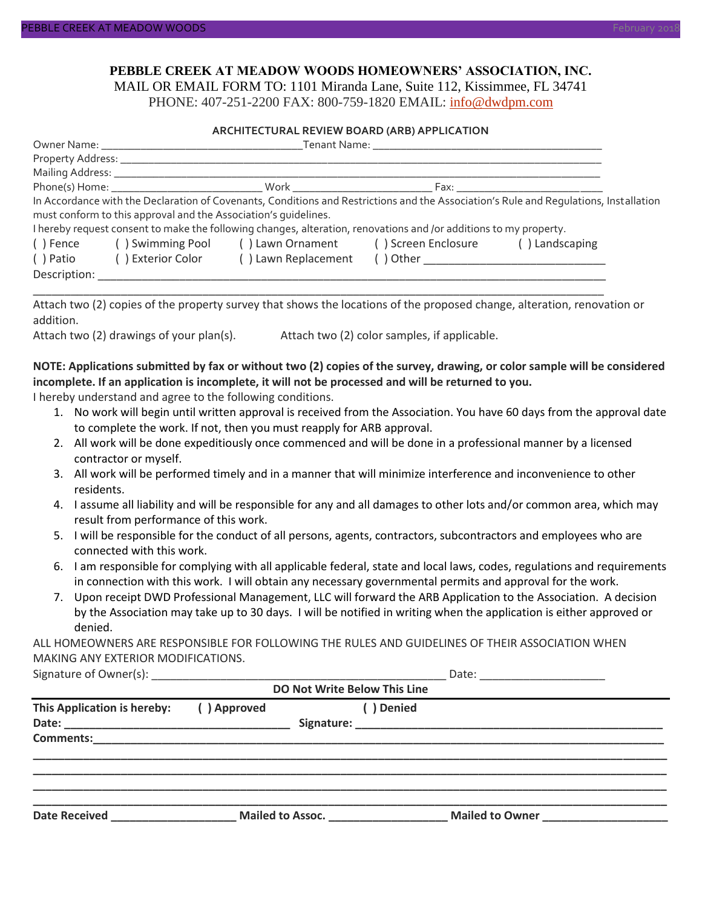**PEBBLE CREEK AT MEADOW WOODS HOMEOWNERS' ASSOCIATION, INC.**
MAIL OR EMAIL FORM TO: 1101 Miranda Lane, Suite 112, Kissimmee, FL 34741
PHONE: 407-251-2200 FAX: 800-759-1820 EMAIL: info@dwdpm.com

**ARCHITECTURAL REVIEW BOARD (ARB) APPLICATION**

Owner Name: ______________________________ Tenant Name: ______________________________
Property Address: __________________________________________________________________
Mailing Address: ___________________________________________________________________
Phone(s) Home: ____________________ Work ____________________ Fax: ____________________

In Accordance with the Declaration of Covenants, Conditions and Restrictions and the Association's Rule and Regulations, Installation must conform to this approval and the Association's guidelines.

I hereby request consent to make the following changes, alteration, renovations and /or additions to my property.

( ) Fence ( ) Swimming Pool ( ) Lawn Ornament ( ) Screen Enclosure ( ) Landscaping
( ) Patio ( ) Exterior Color ( ) Lawn Replacement ( ) Other ______________________

Description: ______________________________________________________________________
__________________________________________________________________________________

Attach two (2) copies of the property survey that shows the locations of the proposed change, alteration, renovation or addition.
Attach two (2) drawings of your plan(s). Attach two (2) color samples, if applicable.

**NOTE: Applications submitted by fax or without two (2) copies of the survey, drawing, or color sample will be considered incomplete. If an application is incomplete, it will not be processed and will be returned to you.**

I hereby understand and agree to the following conditions.

1. No work will begin until written approval is received from the Association. You have 60 days from the approval date to complete the work. If not, then you must reapply for ARB approval.
2. All work will be done expeditiously once commenced and will be done in a professional manner by a licensed contractor or myself.
3. All work will be performed timely and in a manner that will minimize interference and inconvenience to other residents.
4. I assume all liability and will be responsible for any and all damages to other lots and/or common area, which may result from performance of this work.
5. I will be responsible for the conduct of all persons, agents, contractors, subcontractors and employees who are connected with this work.
6. I am responsible for complying with all applicable federal, state and local laws, codes, regulations and requirements in connection with this work. I will obtain any necessary governmental permits and approval for the work.
7. Upon receipt DWD Professional Management, LLC will forward the ARB Application to the Association. A decision by the Association may take up to 30 days. I will be notified in writing when the application is either approved or denied.

ALL HOMEOWNERS ARE RESPONSIBLE FOR FOLLOWING THE RULES AND GUIDELINES OF THEIR ASSOCIATION WHEN MAKING ANY EXTERIOR MODIFICATIONS.

Signature of Owner(s): ______________________________ Date: ____________________

**DO Not Write Below This Line**

---

**This Application is hereby: ( ) Approved ( ) Denied**
**Date:** ______________________ **Signature:** ______________________________
**Comments:** ______________________________________________________________
__________________________________________________________________________________
__________________________________________________________________________________
__________________________________________________________________________________
__________________________________________________________________________________

**Date Received** ____________ **Mailed to Assoc.** ____________ **Mailed to Owner** ____________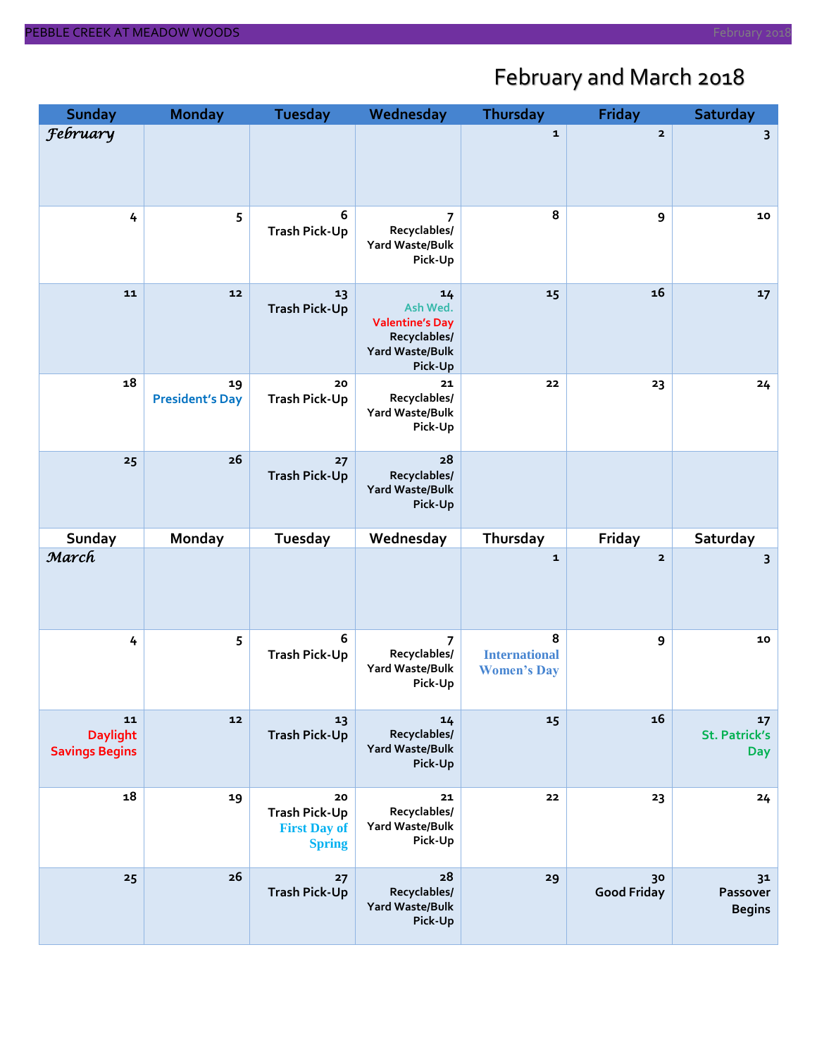# February and March 2018

| Sunday | Monday | Tuesday | Wednesday | Thursday | Friday | Saturday |
|---|---|---|---|---|---|---|
| *February* | | | | 1 | 2 | 3 |
| 4 | 5 | 6 Trash Pick-Up | 7 Recyclables/ Yard Waste/Bulk Pick-Up | 8 | 9 | 10 |
| 11 | 12 | 13 Trash Pick-Up | 14 Ash Wed. Valentine's Day Recyclables/ Yard Waste/Bulk Pick-Up | 15 | 16 | 17 |
| 18 | 19 President's Day | 20 Trash Pick-Up | 21 Recyclables/ Yard Waste/Bulk Pick-Up | 22 | 23 | 24 |
| 25 | 26 | 27 Trash Pick-Up | 28 Recyclables/ Yard Waste/Bulk Pick-Up | | | |

| Sunday | Monday | Tuesday | Wednesday | Thursday | Friday | Saturday |
|---|---|---|---|---|---|---|
| *March* | | | | 1 | 2 | 3 |
| 4 | 5 | 6 Trash Pick-Up | 7 Recyclables/ Yard Waste/Bulk Pick-Up | 8 International Women's Day | 9 | 10 |
| 11 Daylight Savings Begins | 12 | 13 Trash Pick-Up | 14 Recyclables/ Yard Waste/Bulk Pick-Up | 15 | 16 | 17 St. Patrick's Day |
| 18 | 19 | 20 Trash Pick-Up First Day of Spring | 21 Recyclables/ Yard Waste/Bulk Pick-Up | 22 | 23 | 24 |
| 25 | 26 | 27 Trash Pick-Up | 28 Recyclables/ Yard Waste/Bulk Pick-Up | 29 | 30 Good Friday | 31 Passover Begins |